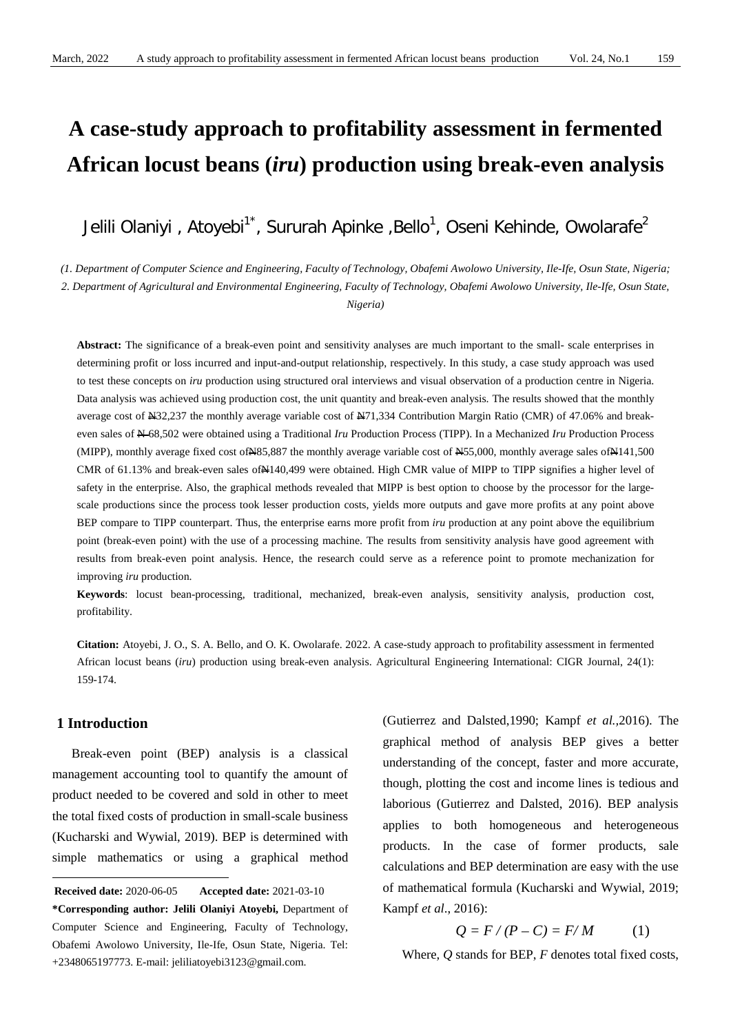# A case-study approach to profitability assessment in fermented African locust beans (*iru*) production using break-even analysis

Jelili Olaniyi , Atoyebi[1*], Sururah Apinke ,Bello[1], Oseni Kehinde, Owolarafe[2]

*(1. Department of Computer Science and Engineering, Faculty of Technology, Obafemi Awolowo University, Ile-Ife, Osun State, Nigeria; 2. Department of Agricultural and Environmental Engineering, Faculty of Technology, Obafemi Awolowo University, Ile-Ife, Osun State, Nigeria)*

**Abstract:** The significance of a break-even point and sensitivity analyses are much important to the small- scale enterprises in determining profit or loss incurred and input-and-output relationship, respectively. In this study, a case study approach was used to test these concepts on *iru* production using structured oral interviews and visual observation of a production centre in Nigeria. Data analysis was achieved using production cost, the unit quantity and break-even analysis. The results showed that the monthly average cost of ₦32,237 the monthly average variable cost of ₦71,334 Contribution Margin Ratio (CMR) of 47.06% and break-even sales of ₦ 68,502 were obtained using a Traditional *Iru* Production Process (TIPP). In a Mechanized *Iru* Production Process (MIPP), monthly average fixed cost of₦85,887 the monthly average variable cost of ₦55,000, monthly average sales of₦141,500 CMR of 61.13% and break-even sales of₦140,499 were obtained. High CMR value of MIPP to TIPP signifies a higher level of safety in the enterprise. Also, the graphical methods revealed that MIPP is best option to choose by the processor for the large-scale productions since the process took lesser production costs, yields more outputs and gave more profits at any point above BEP compare to TIPP counterpart. Thus, the enterprise earns more profit from *iru* production at any point above the equilibrium point (break-even point) with the use of a processing machine. The results from sensitivity analysis have good agreement with results from break-even point analysis. Hence, the research could serve as a reference point to promote mechanization for improving *iru* production.

**Keywords**: locust bean-processing, traditional, mechanized, break-even analysis, sensitivity analysis, production cost, profitability.

**Citation:** Atoyebi, J. O., S. A. Bello, and O. K. Owolarafe. 2022. A case-study approach to profitability assessment in fermented African locust beans (*iru*) production using break-even analysis. Agricultural Engineering International: CIGR Journal, 24(1): 159-174.

## 1 Introduction

Break-even point (BEP) analysis is a classical management accounting tool to quantify the amount of product needed to be covered and sold in other to meet the total fixed costs of production in small-scale business (Kucharski and Wywial, 2019). BEP is determined with simple mathematics or using a graphical method (Gutierrez and Dalsted,1990; Kampf *et al.*,2016). The graphical method of analysis BEP gives a better understanding of the concept, faster and more accurate, though, plotting the cost and income lines is tedious and laborious (Gutierrez and Dalsted, 2016). BEP analysis applies to both homogeneous and heterogeneous products. In the case of former products, sale calculations and BEP determination are easy with the use of mathematical formula (Kucharski and Wywial, 2019; Kampf *et al*., 2016):

$$Q = F / (P - C) = F / M \qquad (1)$$

Where, $Q$ stands for BEP, $F$ denotes total fixed costs,

---

**Received date:** 2020-06-05 **Accepted date:** 2021-03-10

**\*Corresponding author: Jelili Olaniyi Atoyebi,** Department of Computer Science and Engineering, Faculty of Technology, Obafemi Awolowo University, Ile-Ife, Osun State, Nigeria. Tel: +2348065197773. E-mail: jeliliatoyebi3123@gmail.com.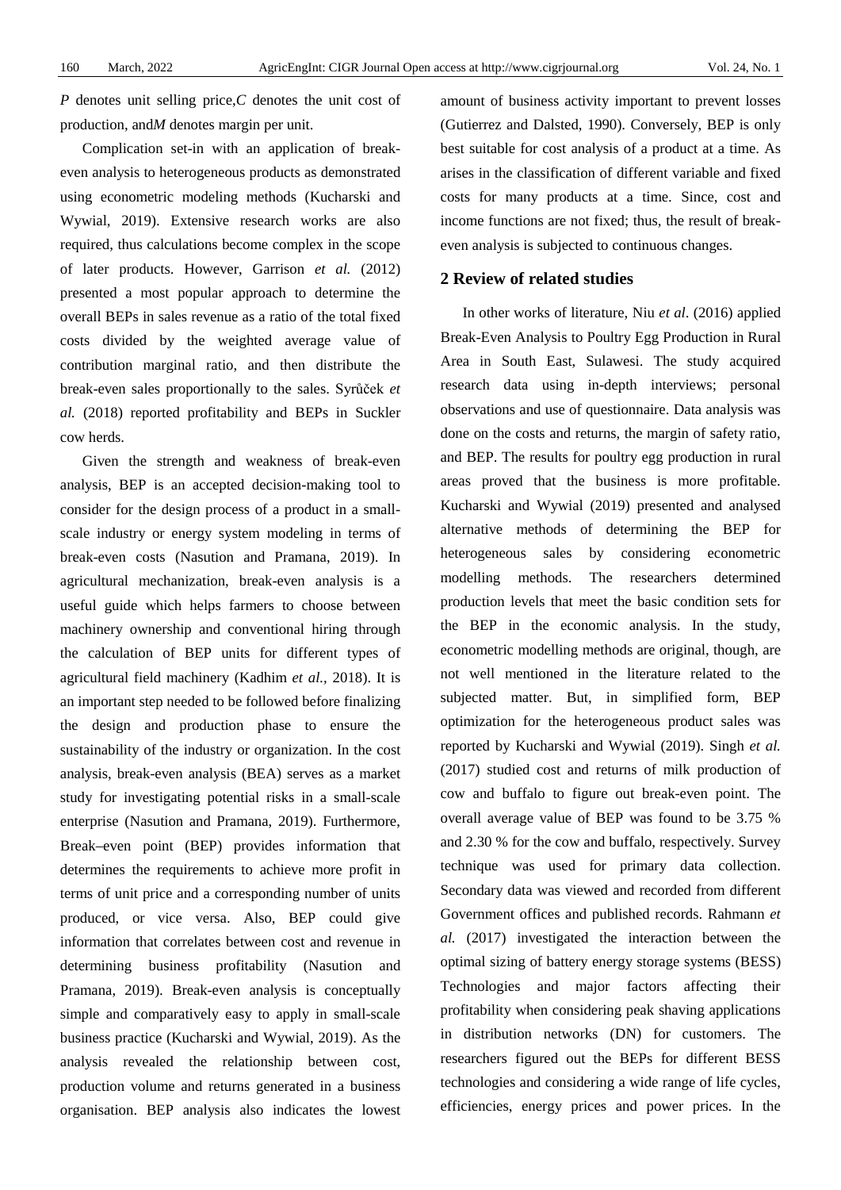$P$ denotes unit selling price, $C$ denotes the unit cost of production, and $M$ denotes margin per unit.

Complication set-in with an application of break-even analysis to heterogeneous products as demonstrated using econometric modeling methods (Kucharski and Wywial, 2019). Extensive research works are also required, thus calculations become complex in the scope of later products. However, Garrison *et al.* (2012) presented a most popular approach to determine the overall BEPs in sales revenue as a ratio of the total fixed costs divided by the weighted average value of contribution marginal ratio, and then distribute the break-even sales proportionally to the sales. Syrůček *et al.* (2018) reported profitability and BEPs in Suckler cow herds.

Given the strength and weakness of break-even analysis, BEP is an accepted decision-making tool to consider for the design process of a product in a small-scale industry or energy system modeling in terms of break-even costs (Nasution and Pramana, 2019). In agricultural mechanization, break-even analysis is a useful guide which helps farmers to choose between machinery ownership and conventional hiring through the calculation of BEP units for different types of agricultural field machinery (Kadhim *et al.*, 2018). It is an important step needed to be followed before finalizing the design and production phase to ensure the sustainability of the industry or organization. In the cost analysis, break-even analysis (BEA) serves as a market study for investigating potential risks in a small-scale enterprise (Nasution and Pramana, 2019). Furthermore, Break–even point (BEP) provides information that determines the requirements to achieve more profit in terms of unit price and a corresponding number of units produced, or vice versa. Also, BEP could give information that correlates between cost and revenue in determining business profitability (Nasution and Pramana, 2019). Break-even analysis is conceptually simple and comparatively easy to apply in small-scale business practice (Kucharski and Wywial, 2019). As the analysis revealed the relationship between cost, production volume and returns generated in a business organisation. BEP analysis also indicates the lowest amount of business activity important to prevent losses (Gutierrez and Dalsted, 1990). Conversely, BEP is only best suitable for cost analysis of a product at a time. As arises in the classification of different variable and fixed costs for many products at a time. Since, cost and income functions are not fixed; thus, the result of break-even analysis is subjected to continuous changes.

## 2 Review of related studies

In other works of literature, Niu *et al*. (2016) applied Break-Even Analysis to Poultry Egg Production in Rural Area in South East, Sulawesi. The study acquired research data using in-depth interviews; personal observations and use of questionnaire. Data analysis was done on the costs and returns, the margin of safety ratio, and BEP. The results for poultry egg production in rural areas proved that the business is more profitable. Kucharski and Wywial (2019) presented and analysed alternative methods of determining the BEP for heterogeneous sales by considering econometric modelling methods. The researchers determined production levels that meet the basic condition sets for the BEP in the economic analysis. In the study, econometric modelling methods are original, though, are not well mentioned in the literature related to the subjected matter. But, in simplified form, BEP optimization for the heterogeneous product sales was reported by Kucharski and Wywial (2019). Singh *et al.* (2017) studied cost and returns of milk production of cow and buffalo to figure out break-even point. The overall average value of BEP was found to be 3.75 % and 2.30 % for the cow and buffalo, respectively. Survey technique was used for primary data collection. Secondary data was viewed and recorded from different Government offices and published records. Rahmann *et al.* (2017) investigated the interaction between the optimal sizing of battery energy storage systems (BESS) Technologies and major factors affecting their profitability when considering peak shaving applications in distribution networks (DN) for customers. The researchers figured out the BEPs for different BESS technologies and considering a wide range of life cycles, efficiencies, energy prices and power prices. In the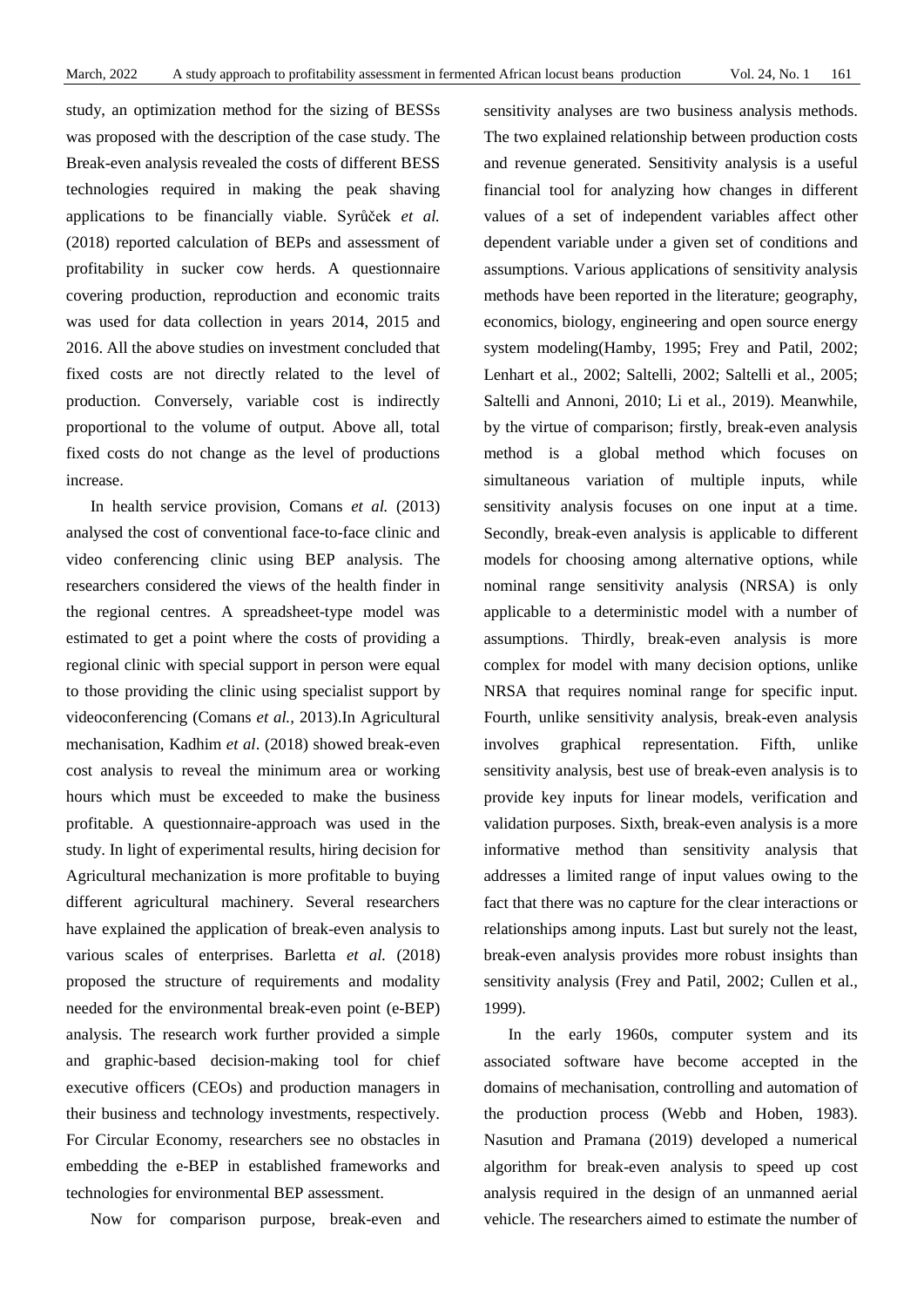study, an optimization method for the sizing of BESSs was proposed with the description of the case study. The Break-even analysis revealed the costs of different BESS technologies required in making the peak shaving applications to be financially viable. Syrůček *et al.* (2018) reported calculation of BEPs and assessment of profitability in sucker cow herds. A questionnaire covering production, reproduction and economic traits was used for data collection in years 2014, 2015 and 2016. All the above studies on investment concluded that fixed costs are not directly related to the level of production. Conversely, variable cost is indirectly proportional to the volume of output. Above all, total fixed costs do not change as the level of productions increase.

In health service provision, Comans *et al.* (2013) analysed the cost of conventional face-to-face clinic and video conferencing clinic using BEP analysis. The researchers considered the views of the health finder in the regional centres. A spreadsheet-type model was estimated to get a point where the costs of providing a regional clinic with special support in person were equal to those providing the clinic using specialist support by videoconferencing (Comans *et al.*, 2013).In Agricultural mechanisation, Kadhim *et al*. (2018) showed break-even cost analysis to reveal the minimum area or working hours which must be exceeded to make the business profitable. A questionnaire-approach was used in the study. In light of experimental results, hiring decision for Agricultural mechanization is more profitable to buying different agricultural machinery. Several researchers have explained the application of break-even analysis to various scales of enterprises. Barletta *et al.* (2018) proposed the structure of requirements and modality needed for the environmental break-even point (e-BEP) analysis. The research work further provided a simple and graphic-based decision-making tool for chief executive officers (CEOs) and production managers in their business and technology investments, respectively. For Circular Economy, researchers see no obstacles in embedding the e-BEP in established frameworks and technologies for environmental BEP assessment.

Now for comparison purpose, break-even and sensitivity analyses are two business analysis methods. The two explained relationship between production costs and revenue generated. Sensitivity analysis is a useful financial tool for analyzing how changes in different values of a set of independent variables affect other dependent variable under a given set of conditions and assumptions. Various applications of sensitivity analysis methods have been reported in the literature; geography, economics, biology, engineering and open source energy system modeling(Hamby, 1995; Frey and Patil, 2002; Lenhart et al., 2002; Saltelli, 2002; Saltelli et al., 2005; Saltelli and Annoni, 2010; Li et al., 2019). Meanwhile, by the virtue of comparison; firstly, break-even analysis method is a global method which focuses on simultaneous variation of multiple inputs, while sensitivity analysis focuses on one input at a time. Secondly, break-even analysis is applicable to different models for choosing among alternative options, while nominal range sensitivity analysis (NRSA) is only applicable to a deterministic model with a number of assumptions. Thirdly, break-even analysis is more complex for model with many decision options, unlike NRSA that requires nominal range for specific input. Fourth, unlike sensitivity analysis, break-even analysis involves graphical representation. Fifth, unlike sensitivity analysis, best use of break-even analysis is to provide key inputs for linear models, verification and validation purposes. Sixth, break-even analysis is a more informative method than sensitivity analysis that addresses a limited range of input values owing to the fact that there was no capture for the clear interactions or relationships among inputs. Last but surely not the least, break-even analysis provides more robust insights than sensitivity analysis (Frey and Patil, 2002; Cullen et al., 1999).

In the early 1960s, computer system and its associated software have become accepted in the domains of mechanisation, controlling and automation of the production process (Webb and Hoben, 1983). Nasution and Pramana (2019) developed a numerical algorithm for break-even analysis to speed up cost analysis required in the design of an unmanned aerial vehicle. The researchers aimed to estimate the number of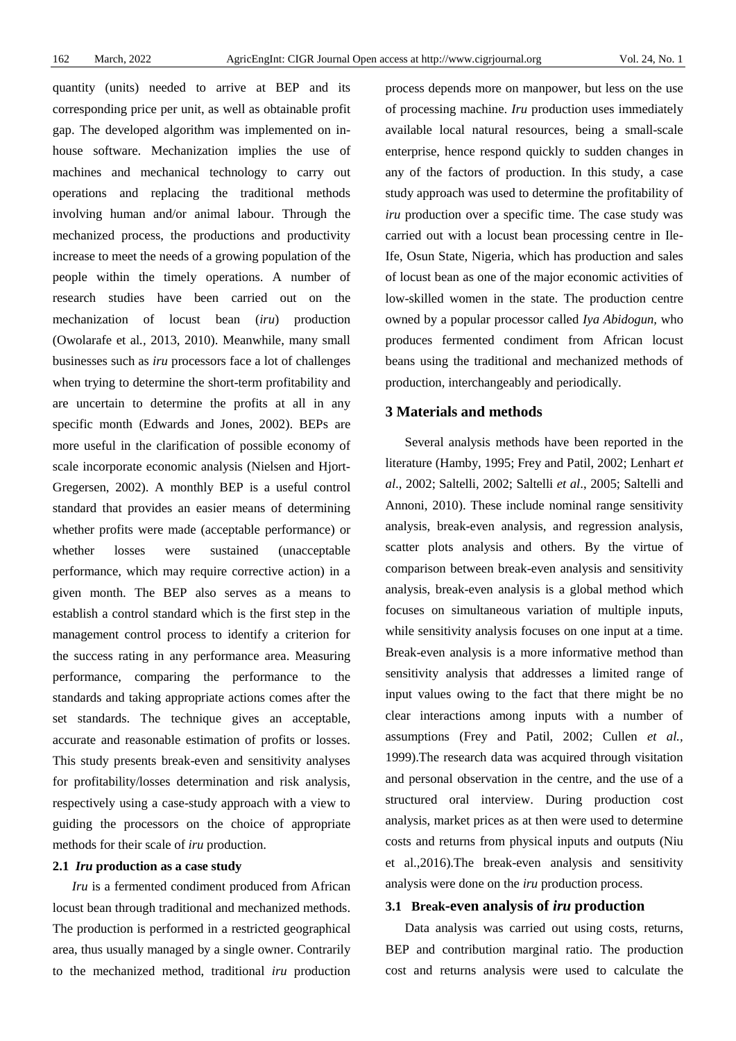quantity (units) needed to arrive at BEP and its corresponding price per unit, as well as obtainable profit gap. The developed algorithm was implemented on in-house software. Mechanization implies the use of machines and mechanical technology to carry out operations and replacing the traditional methods involving human and/or animal labour. Through the mechanized process, the productions and productivity increase to meet the needs of a growing population of the people within the timely operations. A number of research studies have been carried out on the mechanization of locust bean (*iru*) production (Owolarafe et al*.*, 2013, 2010). Meanwhile, many small businesses such as *iru* processors face a lot of challenges when trying to determine the short-term profitability and are uncertain to determine the profits at all in any specific month (Edwards and Jones, 2002). BEPs are more useful in the clarification of possible economy of scale incorporate economic analysis (Nielsen and Hjort-Gregersen, 2002). A monthly BEP is a useful control standard that provides an easier means of determining whether profits were made (acceptable performance) or whether losses were sustained (unacceptable performance, which may require corrective action) in a given month. The BEP also serves as a means to establish a control standard which is the first step in the management control process to identify a criterion for the success rating in any performance area. Measuring performance, comparing the performance to the standards and taking appropriate actions comes after the set standards. The technique gives an acceptable, accurate and reasonable estimation of profits or losses. This study presents break-even and sensitivity analyses for profitability/losses determination and risk analysis, respectively using a case-study approach with a view to guiding the processors on the choice of appropriate methods for their scale of *iru* production.

### 2.1 *Iru* production as a case study

*Iru* is a fermented condiment produced from African locust bean through traditional and mechanized methods. The production is performed in a restricted geographical area, thus usually managed by a single owner. Contrarily to the mechanized method, traditional *iru* production process depends more on manpower, but less on the use of processing machine. *Iru* production uses immediately available local natural resources, being a small-scale enterprise, hence respond quickly to sudden changes in any of the factors of production. In this study, a case study approach was used to determine the profitability of *iru* production over a specific time. The case study was carried out with a locust bean processing centre in Ile-Ife, Osun State, Nigeria, which has production and sales of locust bean as one of the major economic activities of low-skilled women in the state. The production centre owned by a popular processor called *Iya Abidogun*, who produces fermented condiment from African locust beans using the traditional and mechanized methods of production, interchangeably and periodically.

## 3 Materials and methods

Several analysis methods have been reported in the literature (Hamby, 1995; Frey and Patil, 2002; Lenhart *et al*., 2002; Saltelli, 2002; Saltelli *et al*., 2005; Saltelli and Annoni, 2010). These include nominal range sensitivity analysis, break-even analysis, and regression analysis, scatter plots analysis and others. By the virtue of comparison between break-even analysis and sensitivity analysis, break-even analysis is a global method which focuses on simultaneous variation of multiple inputs, while sensitivity analysis focuses on one input at a time. Break-even analysis is a more informative method than sensitivity analysis that addresses a limited range of input values owing to the fact that there might be no clear interactions among inputs with a number of assumptions (Frey and Patil, 2002; Cullen *et al.*, 1999).The research data was acquired through visitation and personal observation in the centre, and the use of a structured oral interview. During production cost analysis, market prices as at then were used to determine costs and returns from physical inputs and outputs (Niu et al.,2016).The break-even analysis and sensitivity analysis were done on the *iru* production process.

### 3.1 Break-even analysis of *iru* production

Data analysis was carried out using costs, returns, BEP and contribution marginal ratio. The production cost and returns analysis were used to calculate the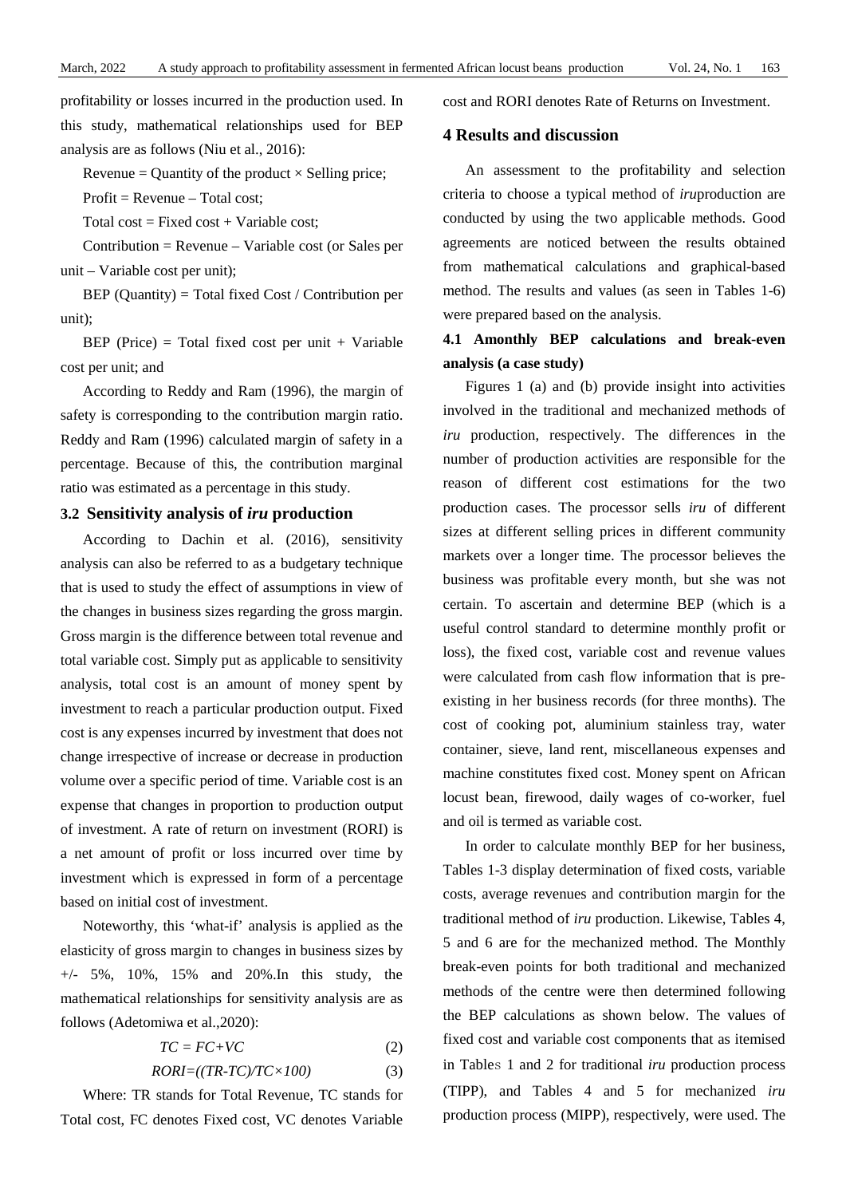profitability or losses incurred in the production used. In this study, mathematical relationships used for BEP analysis are as follows (Niu et al., 2016):

Revenue = Quantity of the product × Selling price;

Profit = Revenue – Total cost;

Total cost = Fixed cost + Variable cost;

Contribution = Revenue – Variable cost (or Sales per unit – Variable cost per unit);

BEP (Quantity) = Total fixed Cost / Contribution per unit);

BEP (Price) = Total fixed cost per unit + Variable cost per unit; and

According to Reddy and Ram (1996), the margin of safety is corresponding to the contribution margin ratio. Reddy and Ram (1996) calculated margin of safety in a percentage. Because of this, the contribution marginal ratio was estimated as a percentage in this study.

### 3.2 Sensitivity analysis of *iru* production

According to Dachin et al. (2016), sensitivity analysis can also be referred to as a budgetary technique that is used to study the effect of assumptions in view of the changes in business sizes regarding the gross margin. Gross margin is the difference between total revenue and total variable cost. Simply put as applicable to sensitivity analysis, total cost is an amount of money spent by investment to reach a particular production output. Fixed cost is any expenses incurred by investment that does not change irrespective of increase or decrease in production volume over a specific period of time. Variable cost is an expense that changes in proportion to production output of investment. A rate of return on investment (RORI) is a net amount of profit or loss incurred over time by investment which is expressed in form of a percentage based on initial cost of investment.

Noteworthy, this 'what-if' analysis is applied as the elasticity of gross margin to changes in business sizes by +/- 5%, 10%, 15% and 20%.In this study, the mathematical relationships for sensitivity analysis are as follows (Adetomiwa et al.,2020):

$$TC = FC+VC \tag{2}$$

$$RORI=((TR-TC)/TC\times 100) \tag{3}$$

Where: TR stands for Total Revenue, TC stands for Total cost, FC denotes Fixed cost, VC denotes Variable cost and RORI denotes Rate of Returns on Investment.

## 4 Results and discussion

An assessment to the profitability and selection criteria to choose a typical method of *iru*production are conducted by using the two applicable methods. Good agreements are noticed between the results obtained from mathematical calculations and graphical-based method. The results and values (as seen in Tables 1-6) were prepared based on the analysis.

### 4.1 Amonthly BEP calculations and break-even analysis (a case study)

Figures 1 (a) and (b) provide insight into activities involved in the traditional and mechanized methods of *iru* production, respectively. The differences in the number of production activities are responsible for the reason of different cost estimations for the two production cases. The processor sells *iru* of different sizes at different selling prices in different community markets over a longer time. The processor believes the business was profitable every month, but she was not certain. To ascertain and determine BEP (which is a useful control standard to determine monthly profit or loss), the fixed cost, variable cost and revenue values were calculated from cash flow information that is pre-existing in her business records (for three months). The cost of cooking pot, aluminium stainless tray, water container, sieve, land rent, miscellaneous expenses and machine constitutes fixed cost. Money spent on African locust bean, firewood, daily wages of co-worker, fuel and oil is termed as variable cost.

In order to calculate monthly BEP for her business, Tables 1-3 display determination of fixed costs, variable costs, average revenues and contribution margin for the traditional method of *iru* production. Likewise, Tables 4, 5 and 6 are for the mechanized method. The Monthly break-even points for both traditional and mechanized methods of the centre were then determined following the BEP calculations as shown below. The values of fixed cost and variable cost components that as itemised in Tables 1 and 2 for traditional *iru* production process (TIPP), and Tables 4 and 5 for mechanized *iru* production process (MIPP), respectively, were used. The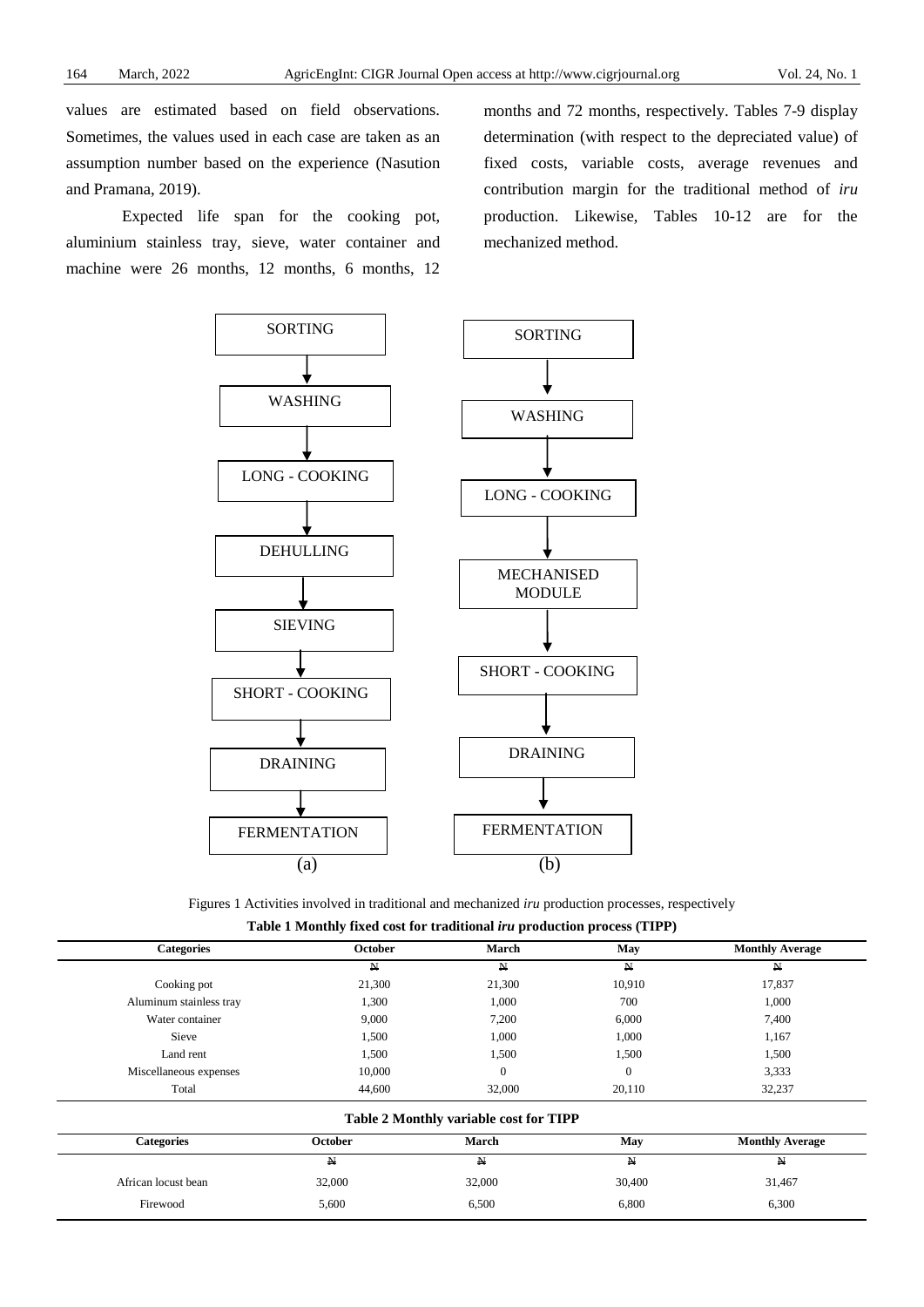values are estimated based on field observations. Sometimes, the values used in each case are taken as an assumption number based on the experience (Nasution and Pramana, 2019).

Expected life span for the cooking pot, aluminium stainless tray, sieve, water container and machine were 26 months, 12 months, 6 months, 12 months and 72 months, respectively. Tables 7-9 display determination (with respect to the depreciated value) of fixed costs, variable costs, average revenues and contribution margin for the traditional method of *iru* production. Likewise, Tables 10-12 are for the mechanized method.

(a) SORTING → WASHING → LONG - COOKING → DEHULLING → SIEVING → SHORT - COOKING → DRAINING → FERMENTATION

(b) SORTING → WASHING → LONG - COOKING → MECHANISED MODULE → SHORT - COOKING → DRAINING → FERMENTATION

Figures 1 Activities involved in traditional and mechanized *iru* production processes, respectively

**Table 1 Monthly fixed cost for traditional *iru* production process (TIPP)**

| Categories | October | March | May | Monthly Average |
|---|---|---|---|---|
| | ₦ | ₦ | ₦ | ₦ |
| Cooking pot | 21,300 | 21,300 | 10,910 | 17,837 |
| Aluminum stainless tray | 1,300 | 1,000 | 700 | 1,000 |
| Water container | 9,000 | 7,200 | 6,000 | 7,400 |
| Sieve | 1,500 | 1,000 | 1,000 | 1,167 |
| Land rent | 1,500 | 1,500 | 1,500 | 1,500 |
| Miscellaneous expenses | 10,000 | 0 | 0 | 3,333 |
| Total | 44,600 | 32,000 | 20,110 | 32,237 |

**Table 2 Monthly variable cost for TIPP**

| Categories | October | March | May | Monthly Average |
|---|---|---|---|---|
| | ₦ | ₦ | ₦ | ₦ |
| African locust bean | 32,000 | 32,000 | 30,400 | 31,467 |
| Firewood | 5,600 | 6,500 | 6,800 | 6,300 |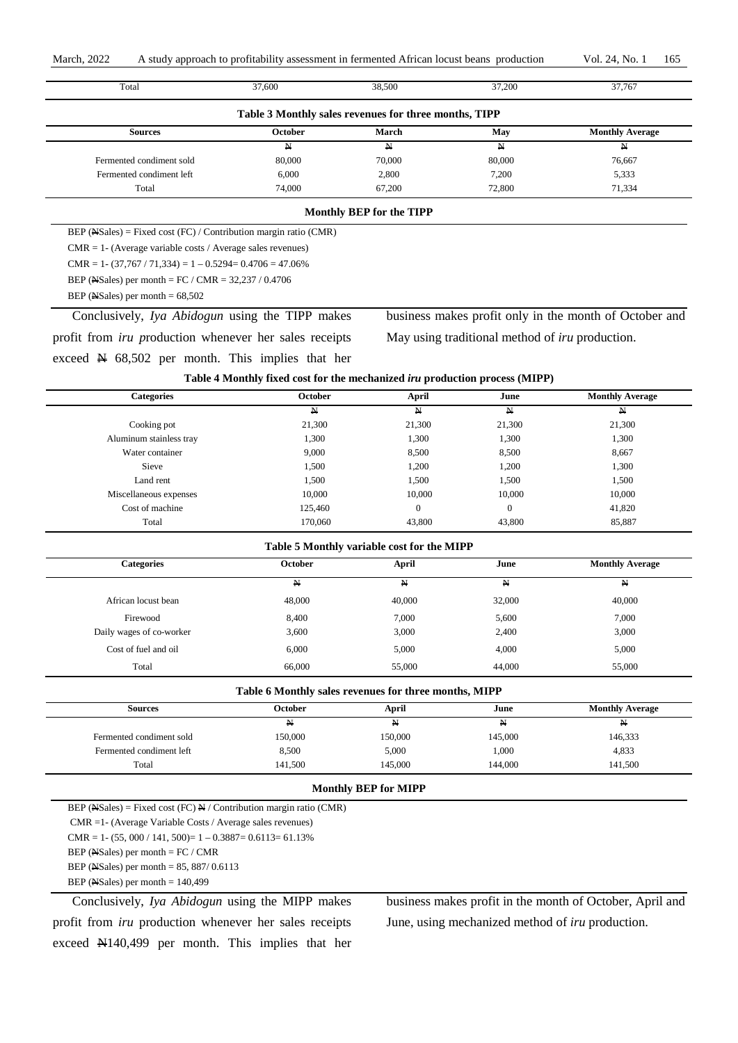| Total | 37,600 | 38,500 | 37,200 | 37,767 |
|---|---|---|---|---|

**Table 3 Monthly sales revenues for three months, TIPP**

| Sources | October | March | May | Monthly Average |
|---|---|---|---|---|
| | ₦ | ₦ | ₦ | ₦ |
| Fermented condiment sold | 80,000 | 70,000 | 80,000 | 76,667 |
| Fermented condiment left | 6,000 | 2,800 | 7,200 | 5,333 |
| Total | 74,000 | 67,200 | 72,800 | 71,334 |

**Monthly BEP for the TIPP**

BEP (₦Sales) = Fixed cost (FC) / Contribution margin ratio (CMR)

CMR = 1- (Average variable costs / Average sales revenues)

CMR = 1- (37,767 / 71,334) = 1 – 0.5294= 0.4706 = 47.06%

BEP (₦Sales) per month = FC / CMR = 32,237 / 0.4706

BEP (₦Sales) per month = 68,502

Conclusively, *Iya Abidogun* using the TIPP makes profit from *iru p*roduction whenever her sales receipts exceed ₦ 68,502 per month. This implies that her business makes profit only in the month of October and May using traditional method of *iru* production.

**Table 4 Monthly fixed cost for the mechanized *iru* production process (MIPP)**

| Categories | October | April | June | Monthly Average |
|---|---|---|---|---|
| | ₦ | ₦ | ₦ | ₦ |
| Cooking pot | 21,300 | 21,300 | 21,300 | 21,300 |
| Aluminum stainless tray | 1,300 | 1,300 | 1,300 | 1,300 |
| Water container | 9,000 | 8,500 | 8,500 | 8,667 |
| Sieve | 1,500 | 1,200 | 1,200 | 1,300 |
| Land rent | 1,500 | 1,500 | 1,500 | 1,500 |
| Miscellaneous expenses | 10,000 | 10,000 | 10,000 | 10,000 |
| Cost of machine | 125,460 | 0 | 0 | 41,820 |
| Total | 170,060 | 43,800 | 43,800 | 85,887 |

**Table 5 Monthly variable cost for the MIPP**

| Categories | October | April | June | Monthly Average |
|---|---|---|---|---|
| | ₦ | ₦ | ₦ | ₦ |
| African locust bean | 48,000 | 40,000 | 32,000 | 40,000 |
| Firewood | 8,400 | 7,000 | 5,600 | 7,000 |
| Daily wages of co-worker | 3,600 | 3,000 | 2,400 | 3,000 |
| Cost of fuel and oil | 6,000 | 5,000 | 4,000 | 5,000 |
| Total | 66,000 | 55,000 | 44,000 | 55,000 |

**Table 6 Monthly sales revenues for three months, MIPP**

| Sources | October | April | June | Monthly Average |
|---|---|---|---|---|
| | ₦ | ₦ | ₦ | ₦ |
| Fermented condiment sold | 150,000 | 150,000 | 145,000 | 146,333 |
| Fermented condiment left | 8,500 | 5,000 | 1,000 | 4,833 |
| Total | 141,500 | 145,000 | 144,000 | 141,500 |

**Monthly BEP for MIPP**

BEP (₦Sales) = Fixed cost (FC) ₦ / Contribution margin ratio (CMR)

CMR =1- (Average Variable Costs / Average sales revenues)

CMR = 1- (55, 000 / 141, 500)= 1 – 0.3887= 0.6113= 61.13%

BEP (₦Sales) per month = FC / CMR

BEP (₦Sales) per month = 85, 887/ 0.6113

BEP (₦Sales) per month = 140,499

Conclusively, *Iya Abidogun* using the MIPP makes profit from *iru* production whenever her sales receipts exceed ₦140,499 per month. This implies that her business makes profit in the month of October, April and June, using mechanized method of *iru* production.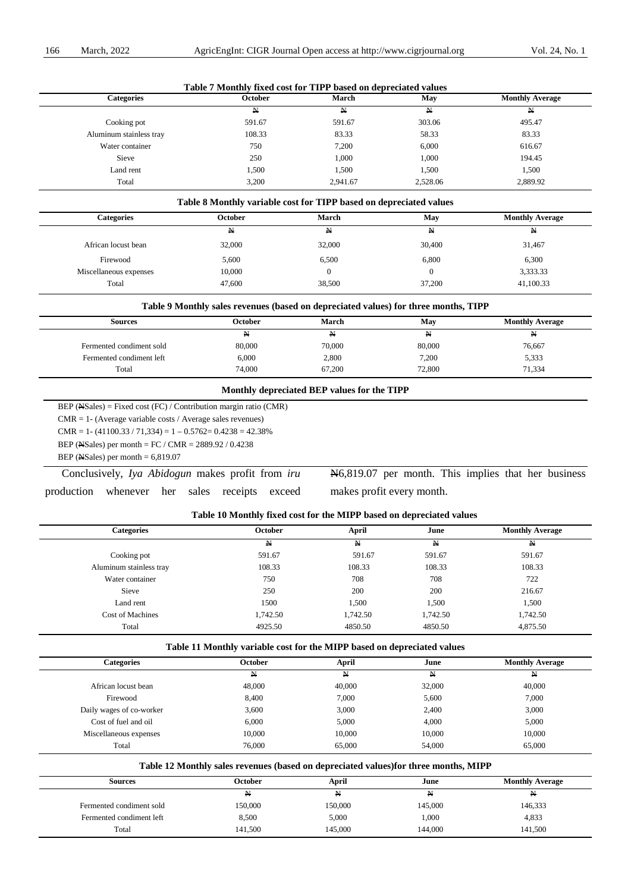**Table 7 Monthly fixed cost for TIPP based on depreciated values**

| Categories | October | March | May | Monthly Average |
|---|---|---|---|---|
| | ₦ | ₦ | ₦ | ₦ |
| Cooking pot | 591.67 | 591.67 | 303.06 | 495.47 |
| Aluminum stainless tray | 108.33 | 83.33 | 58.33 | 83.33 |
| Water container | 750 | 7,200 | 6,000 | 616.67 |
| Sieve | 250 | 1,000 | 1,000 | 194.45 |
| Land rent | 1,500 | 1,500 | 1,500 | 1,500 |
| Total | 3,200 | 2,941.67 | 2,528.06 | 2,889.92 |

**Table 8 Monthly variable cost for TIPP based on depreciated values**

| Categories | October | March | May | Monthly Average |
|---|---|---|---|---|
| | ₦ | ₦ | ₦ | ₦ |
| African locust bean | 32,000 | 32,000 | 30,400 | 31,467 |
| Firewood | 5,600 | 6,500 | 6,800 | 6,300 |
| Miscellaneous expenses | 10,000 | 0 | 0 | 3,333.33 |
| Total | 47,600 | 38,500 | 37,200 | 41,100.33 |

**Table 9 Monthly sales revenues (based on depreciated values) for three months, TIPP**

| Sources | October | March | May | Monthly Average |
|---|---|---|---|---|
| | ₦ | ₦ | ₦ | ₦ |
| Fermented condiment sold | 80,000 | 70,000 | 80,000 | 76,667 |
| Fermented condiment left | 6,000 | 2,800 | 7,200 | 5,333 |
| Total | 74,000 | 67,200 | 72,800 | 71,334 |

**Monthly depreciated BEP values for the TIPP**

BEP (₦Sales) = Fixed cost (FC) / Contribution margin ratio (CMR)

CMR = 1- (Average variable costs / Average sales revenues)

CMR = 1- (41100.33 / 71,334) = 1 – 0.5762= 0.4238 = 42.38%

BEP (₦Sales) per month = FC / CMR = 2889.92 / 0.4238

BEP (₦Sales) per month = 6,819.07

Conclusively, *Iya Abidogun* makes profit from *iru* production whenever her sales receipts exceed ₦6,819.07 per month. This implies that her business makes profit every month.

**Table 10 Monthly fixed cost for the MIPP based on depreciated values**

| Categories | October | April | June | Monthly Average |
|---|---|---|---|---|
| | ₦ | ₦ | ₦ | ₦ |
| Cooking pot | 591.67 | 591.67 | 591.67 | 591.67 |
| Aluminum stainless tray | 108.33 | 108.33 | 108.33 | 108.33 |
| Water container | 750 | 708 | 708 | 722 |
| Sieve | 250 | 200 | 200 | 216.67 |
| Land rent | 1500 | 1,500 | 1,500 | 1,500 |
| Cost of Machines | 1,742.50 | 1,742.50 | 1,742.50 | 1,742.50 |
| Total | 4925.50 | 4850.50 | 4850.50 | 4,875.50 |

**Table 11 Monthly variable cost for the MIPP based on depreciated values**

| Categories | October | April | June | Monthly Average |
|---|---|---|---|---|
| | ₦ | ₦ | ₦ | ₦ |
| African locust bean | 48,000 | 40,000 | 32,000 | 40,000 |
| Firewood | 8,400 | 7,000 | 5,600 | 7,000 |
| Daily wages of co-worker | 3,600 | 3,000 | 2,400 | 3,000 |
| Cost of fuel and oil | 6,000 | 5,000 | 4,000 | 5,000 |
| Miscellaneous expenses | 10,000 | 10,000 | 10,000 | 10,000 |
| Total | 76,000 | 65,000 | 54,000 | 65,000 |

**Table 12 Monthly sales revenues (based on depreciated values)for three months, MIPP**

| Sources | October | April | June | Monthly Average |
|---|---|---|---|---|
| | ₦ | ₦ | ₦ | ₦ |
| Fermented condiment sold | 150,000 | 150,000 | 145,000 | 146,333 |
| Fermented condiment left | 8,500 | 5,000 | 1,000 | 4,833 |
| Total | 141,500 | 145,000 | 144,000 | 141,500 |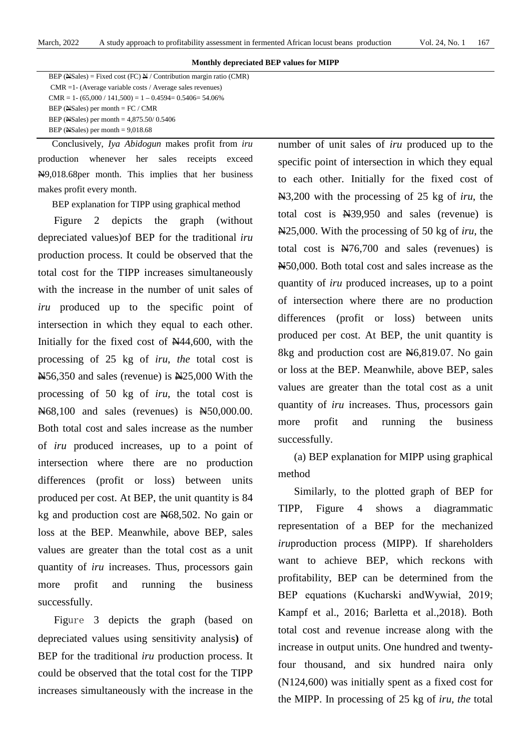**Monthly depreciated BEP values for MIPP**

BEP (₦Sales) = Fixed cost (FC) ₦ / Contribution margin ratio (CMR)

CMR =1- (Average variable costs / Average sales revenues)

CMR = 1- (65,000 / 141,500) = 1 – 0.4594= 0.5406= 54.06%

BEP (₦Sales) per month = FC / CMR

BEP (₦Sales) per month = 4,875.50/ 0.5406

BEP (₦Sales) per month = 9,018.68

Conclusively, *Iya Abidogun* makes profit from *iru* production whenever her sales receipts exceed ₦9,018.68per month. This implies that her business makes profit every month.

BEP explanation for TIPP using graphical method

Figure 2 depicts the graph (without depreciated values)of BEP for the traditional *iru* production process. It could be observed that the total cost for the TIPP increases simultaneously with the increase in the number of unit sales of *iru* produced up to the specific point of intersection in which they equal to each other. Initially for the fixed cost of ₦44,600, with the processing of 25 kg of *iru*, *the* total cost is ₦56,350 and sales (revenue) is ₦25,000 With the processing of 50 kg of *iru*, the total cost is ₦68,100 and sales (revenues) is ₦50,000.00. Both total cost and sales increase as the number of *iru* produced increases, up to a point of intersection where there are no production differences (profit or loss) between units produced per cost. At BEP, the unit quantity is 84 kg and production cost are ₦68,502. No gain or loss at the BEP. Meanwhile, above BEP, sales values are greater than the total cost as a unit quantity of *iru* increases. Thus, processors gain more profit and running the business successfully.

Figure 3 depicts the graph (based on depreciated values using sensitivity analysis**)** of BEP for the traditional *iru* production process. It could be observed that the total cost for the TIPP increases simultaneously with the increase in the number of unit sales of *iru* produced up to the specific point of intersection in which they equal to each other. Initially for the fixed cost of ₦3,200 with the processing of 25 kg of *iru*, the total cost is ₦39,950 and sales (revenue) is ₦25,000. With the processing of 50 kg of *iru*, the total cost is ₦76,700 and sales (revenues) is ₦50,000. Both total cost and sales increase as the quantity of *iru* produced increases, up to a point of intersection where there are no production differences (profit or loss) between units produced per cost. At BEP, the unit quantity is 8kg and production cost are ₦6,819.07. No gain or loss at the BEP. Meanwhile, above BEP, sales values are greater than the total cost as a unit quantity of *iru* increases. Thus, processors gain more profit and running the business successfully.

(a) BEP explanation for MIPP using graphical method

Similarly, to the plotted graph of BEP for TIPP, Figure 4 shows a diagrammatic representation of a BEP for the mechanized *iru*production process (MIPP). If shareholders want to achieve BEP, which reckons with profitability, BEP can be determined from the BEP equations (Kucharski andWywiał, 2019; Kampf et al., 2016; Barletta et al.,2018). Both total cost and revenue increase along with the increase in output units. One hundred and twenty-four thousand, and six hundred naira only (N124,600) was initially spent as a fixed cost for the MIPP. In processing of 25 kg of *iru*, *the* total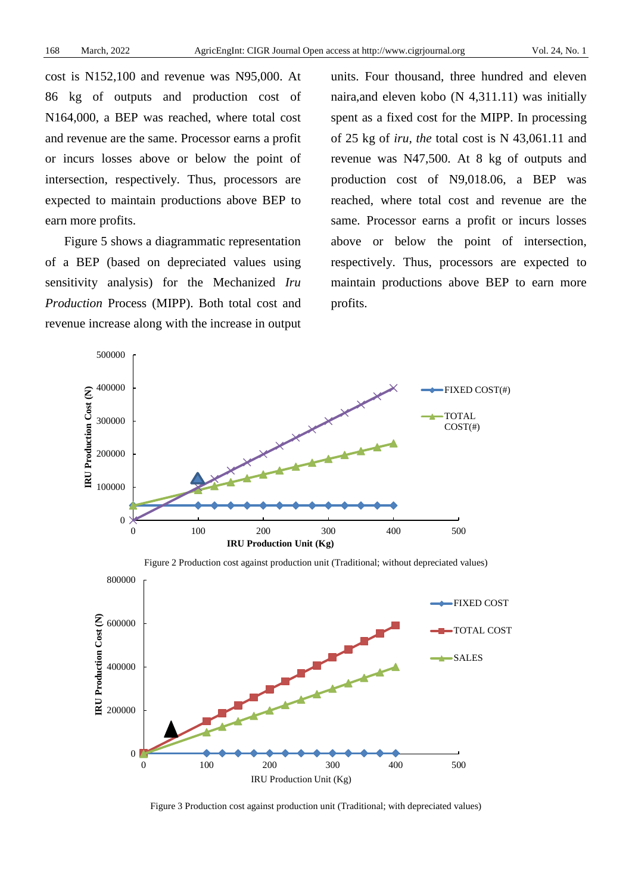cost is N152,100 and revenue was N95,000. At 86 kg of outputs and production cost of N164,000, a BEP was reached, where total cost and revenue are the same. Processor earns a profit or incurs losses above or below the point of intersection, respectively. Thus, processors are expected to maintain productions above BEP to earn more profits.

Figure 5 shows a diagrammatic representation of a BEP (based on depreciated values using sensitivity analysis) for the Mechanized *Iru Production* Process (MIPP). Both total cost and revenue increase along with the increase in output units. Four thousand, three hundred and eleven naira,and eleven kobo (N 4,311.11) was initially spent as a fixed cost for the MIPP. In processing of 25 kg of *iru, the* total cost is N 43,061.11 and revenue was N47,500. At 8 kg of outputs and production cost of N9,018.06, a BEP was reached, where total cost and revenue are the same. Processor earns a profit or incurs losses above or below the point of intersection, respectively. Thus, processors are expected to maintain productions above BEP to earn more profits.

Figure 2 Production cost against production unit (Traditional; without depreciated values)

Figure 3 Production cost against production unit (Traditional; with depreciated values)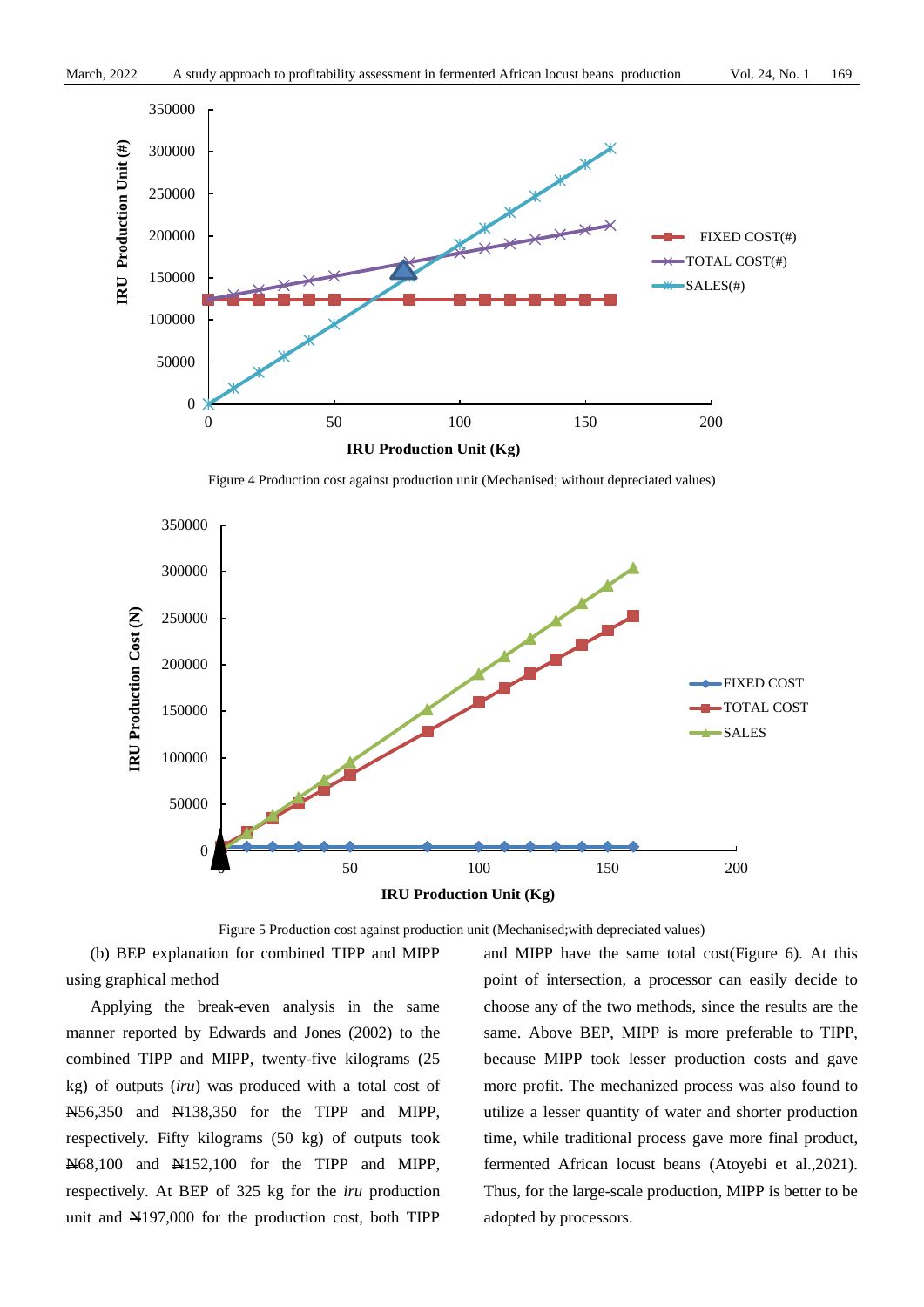Figure 4 Production cost against production unit (Mechanised; without depreciated values)

Figure 5 Production cost against production unit (Mechanised;with depreciated values)

(b) BEP explanation for combined TIPP and MIPP using graphical method

Applying the break-even analysis in the same manner reported by Edwards and Jones (2002) to the combined TIPP and MIPP, twenty-five kilograms (25 kg) of outputs (*iru*) was produced with a total cost of ₦56,350 and ₦138,350 for the TIPP and MIPP, respectively. Fifty kilograms (50 kg) of outputs took ₦68,100 and ₦152,100 for the TIPP and MIPP, respectively. At BEP of 325 kg for the *iru* production unit and ₦197,000 for the production cost, both TIPP and MIPP have the same total cost(Figure 6). At this point of intersection, a processor can easily decide to choose any of the two methods, since the results are the same. Above BEP, MIPP is more preferable to TIPP, because MIPP took lesser production costs and gave more profit. The mechanized process was also found to utilize a lesser quantity of water and shorter production time, while traditional process gave more final product, fermented African locust beans (Atoyebi et al.,2021). Thus, for the large-scale production, MIPP is better to be adopted by processors.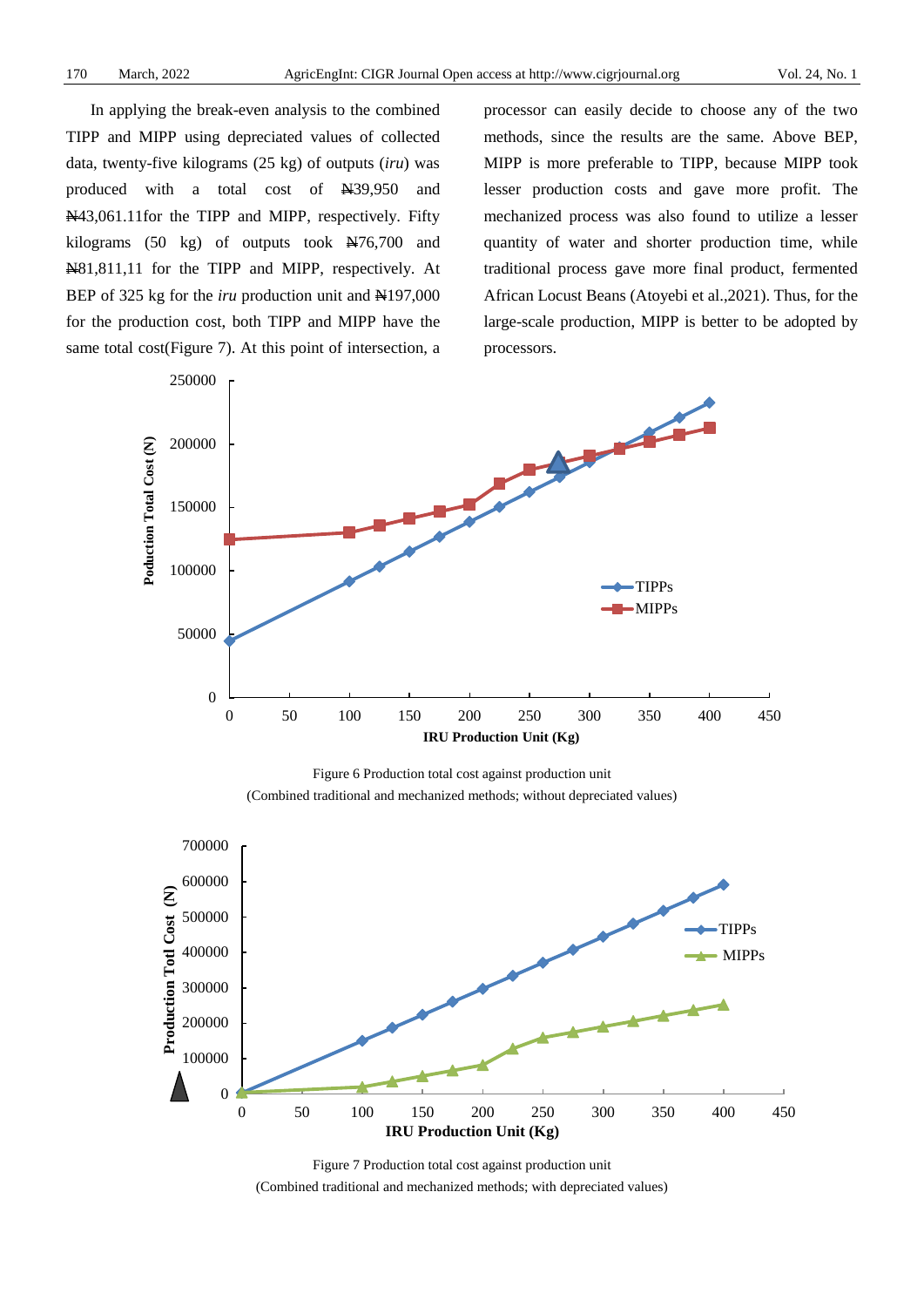In applying the break-even analysis to the combined TIPP and MIPP using depreciated values of collected data, twenty-five kilograms (25 kg) of outputs (*iru*) was produced with a total cost of ₦39,950 and ₦43,061.11for the TIPP and MIPP, respectively. Fifty kilograms (50 kg) of outputs took ₦76,700 and ₦81,811,11 for the TIPP and MIPP, respectively. At BEP of 325 kg for the *iru* production unit and ₦197,000 for the production cost, both TIPP and MIPP have the same total cost(Figure 7). At this point of intersection, a processor can easily decide to choose any of the two methods, since the results are the same. Above BEP, MIPP is more preferable to TIPP, because MIPP took lesser production costs and gave more profit. The mechanized process was also found to utilize a lesser quantity of water and shorter production time, while traditional process gave more final product, fermented African Locust Beans (Atoyebi et al.,2021). Thus, for the large-scale production, MIPP is better to be adopted by processors.

Figure 6 Production total cost against production unit
(Combined traditional and mechanized methods; without depreciated values)

Figure 7 Production total cost against production unit
(Combined traditional and mechanized methods; with depreciated values)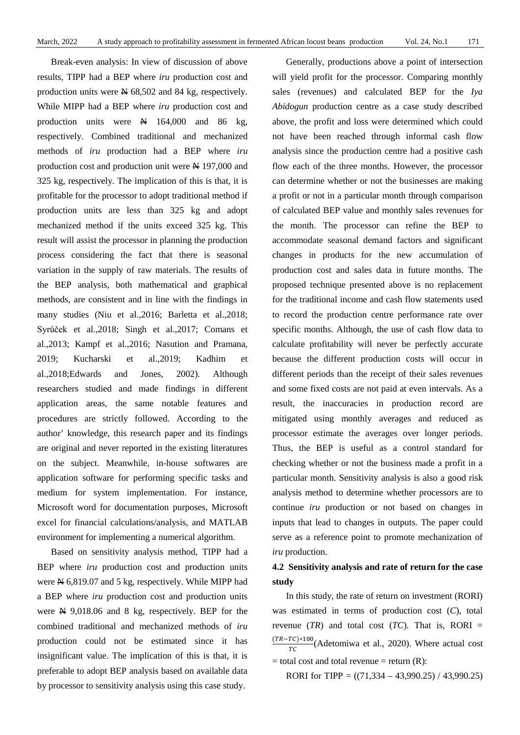Break-even analysis: In view of discussion of above results, TIPP had a BEP where *iru* production cost and production units were ₦ 68,502 and 84 kg, respectively. While MIPP had a BEP where *iru* production cost and production units were ₦ 164,000 and 86 kg, respectively. Combined traditional and mechanized methods of *iru* production had a BEP where *iru* production cost and production unit were ₦ 197,000 and 325 kg, respectively. The implication of this is that, it is profitable for the processor to adopt traditional method if production units are less than 325 kg and adopt mechanized method if the units exceed 325 kg. This result will assist the processor in planning the production process considering the fact that there is seasonal variation in the supply of raw materials. The results of the BEP analysis, both mathematical and graphical methods, are consistent and in line with the findings in many studies (Niu et al.,2016; Barletta et al.,2018; Syrůček et al.,2018; Singh et al.,2017; Comans et al.,2013; Kampf et al.,2016; Nasution and Pramana, 2019; Kucharski et al.,2019; Kadhim et al.,2018;Edwards and Jones, 2002). Although researchers studied and made findings in different application areas, the same notable features and procedures are strictly followed. According to the author' knowledge, this research paper and its findings are original and never reported in the existing literatures on the subject. Meanwhile, in-house softwares are application software for performing specific tasks and medium for system implementation. For instance, Microsoft word for documentation purposes, Microsoft excel for financial calculations/analysis, and MATLAB environment for implementing a numerical algorithm.

Based on sensitivity analysis method, TIPP had a BEP where *iru* production cost and production units were ₦ 6,819.07 and 5 kg, respectively. While MIPP had a BEP where *iru* production cost and production units were ₦ 9,018.06 and 8 kg, respectively. BEP for the combined traditional and mechanized methods of *iru* production could not be estimated since it has insignificant value. The implication of this is that, it is preferable to adopt BEP analysis based on available data by processor to sensitivity analysis using this case study.

Generally, productions above a point of intersection will yield profit for the processor. Comparing monthly sales (revenues) and calculated BEP for the *Iya Abidogun* production centre as a case study described above, the profit and loss were determined which could not have been reached through informal cash flow analysis since the production centre had a positive cash flow each of the three months. However, the processor can determine whether or not the businesses are making a profit or not in a particular month through comparison of calculated BEP value and monthly sales revenues for the month. The processor can refine the BEP to accommodate seasonal demand factors and significant changes in products for the new accumulation of production cost and sales data in future months. The proposed technique presented above is no replacement for the traditional income and cash flow statements used to record the production centre performance rate over specific months. Although, the use of cash flow data to calculate profitability will never be perfectly accurate because the different production costs will occur in different periods than the receipt of their sales revenues and some fixed costs are not paid at even intervals. As a result, the inaccuracies in production record are mitigated using monthly averages and reduced as processor estimate the averages over longer periods. Thus, the BEP is useful as a control standard for checking whether or not the business made a profit in a particular month. Sensitivity analysis is also a good risk analysis method to determine whether processors are to continue *iru* production or not based on changes in inputs that lead to changes in outputs. The paper could serve as a reference point to promote mechanization of *iru* production.

### 4.2 Sensitivity analysis and rate of return for the case study

In this study, the rate of return on investment (RORI) was estimated in terms of production cost ($C$), total revenue ($TR$) and total cost ($TC$). That is, RORI = $\frac{(TR-TC)*100}{TC}$(Adetomiwa et al., 2020). Where actual cost = total cost and total revenue = return (R):

RORI for TIPP = ((71,334 – 43,990.25) / 43,990.25)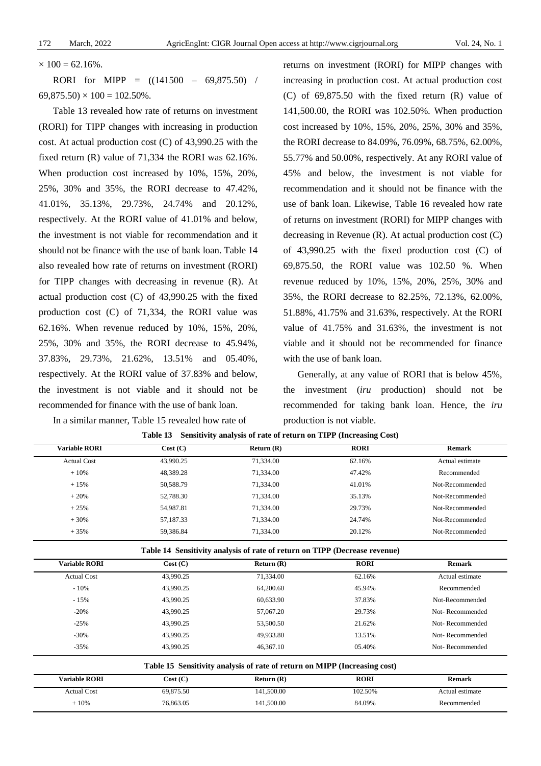$\times 100 = 62.16\%$.

RORI for MIPP = $((141500 - 69{,}875.50) / 69{,}875.50) \times 100 = 102.50\%$.

Table 13 revealed how rate of returns on investment (RORI) for TIPP changes with increasing in production cost. At actual production cost (C) of 43,990.25 with the fixed return (R) value of 71,334 the RORI was 62.16%. When production cost increased by 10%, 15%, 20%, 25%, 30% and 35%, the RORI decrease to 47.42%, 41.01%, 35.13%, 29.73%, 24.74% and 20.12%, respectively. At the RORI value of 41.01% and below, the investment is not viable for recommendation and it should not be finance with the use of bank loan. Table 14 also revealed how rate of returns on investment (RORI) for TIPP changes with decreasing in revenue (R). At actual production cost (C) of 43,990.25 with the fixed production cost (C) of 71,334, the RORI value was 62.16%. When revenue reduced by 10%, 15%, 20%, 25%, 30% and 35%, the RORI decrease to 45.94%, 37.83%, 29.73%, 21.62%, 13.51% and 05.40%, respectively. At the RORI value of 37.83% and below, the investment is not viable and it should not be recommended for finance with the use of bank loan.

In a similar manner, Table 15 revealed how rate of returns on investment (RORI) for MIPP changes with increasing in production cost. At actual production cost (C) of 69,875.50 with the fixed return (R) value of 141,500.00, the RORI was 102.50%. When production cost increased by 10%, 15%, 20%, 25%, 30% and 35%, the RORI decrease to 84.09%, 76.09%, 68.75%, 62.00%, 55.77% and 50.00%, respectively. At any RORI value of 45% and below, the investment is not viable for recommendation and it should not be finance with the use of bank loan. Likewise, Table 16 revealed how rate of returns on investment (RORI) for MIPP changes with decreasing in Revenue (R). At actual production cost (C) of 43,990.25 with the fixed production cost (C) of 69,875.50, the RORI value was 102.50 %. When revenue reduced by 10%, 15%, 20%, 25%, 30% and 35%, the RORI decrease to 82.25%, 72.13%, 62.00%, 51.88%, 41.75% and 31.63%, respectively. At the RORI value of 41.75% and 31.63%, the investment is not viable and it should not be recommended for finance with the use of bank loan.

Generally, at any value of RORI that is below 45%, the investment (*iru* production) should not be recommended for taking bank loan. Hence, the *iru* production is not viable.

**Table 13 Sensitivity analysis of rate of return on TIPP (Increasing Cost)**

| Variable RORI | Cost (C) | Return (R) | RORI | Remark |
|---|---|---|---|---|
| Actual Cost | 43,990.25 | 71,334.00 | 62.16% | Actual estimate |
| + 10% | 48,389.28 | 71,334.00 | 47.42% | Recommended |
| + 15% | 50,588.79 | 71,334.00 | 41.01% | Not-Recommended |
| + 20% | 52,788.30 | 71,334.00 | 35.13% | Not-Recommended |
| + 25% | 54,987.81 | 71,334.00 | 29.73% | Not-Recommended |
| + 30% | 57,187.33 | 71,334.00 | 24.74% | Not-Recommended |
| + 35% | 59,386.84 | 71,334.00 | 20.12% | Not-Recommended |

**Table 14 Sensitivity analysis of rate of return on TIPP (Decrease revenue)**

| Variable RORI | Cost (C) | Return (R) | RORI | Remark |
|---|---|---|---|---|
| Actual Cost | 43,990.25 | 71,334.00 | 62.16% | Actual estimate |
| - 10% | 43,990.25 | 64,200.60 | 45.94% | Recommended |
| - 15% | 43,990.25 | 60,633.90 | 37.83% | Not-Recommended |
| -20% | 43,990.25 | 57,067.20 | 29.73% | Not- Recommended |
| -25% | 43,990.25 | 53,500.50 | 21.62% | Not- Recommended |
| -30% | 43,990.25 | 49,933.80 | 13.51% | Not- Recommended |
| -35% | 43,990.25 | 46,367.10 | 05.40% | Not- Recommended |

**Table 15 Sensitivity analysis of rate of return on MIPP (Increasing cost)**

| Variable RORI | Cost (C) | Return (R) | RORI | Remark |
|---|---|---|---|---|
| Actual Cost | 69,875.50 | 141,500.00 | 102.50% | Actual estimate |
| + 10% | 76,863.05 | 141,500.00 | 84.09% | Recommended |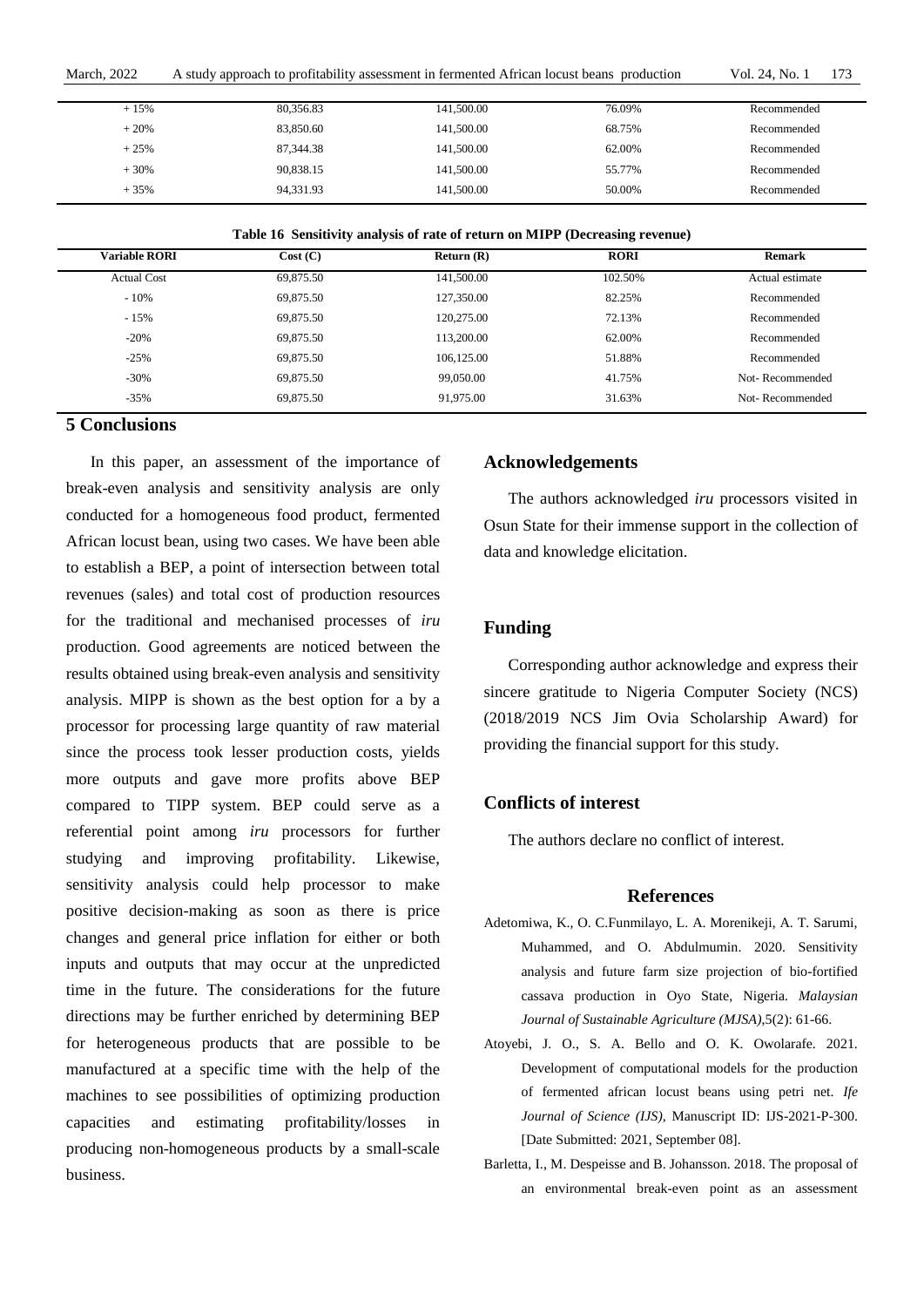| + 15% | 80,356.83 | 141,500.00 | 76.09% | Recommended |
|---|---|---|---|---|
| + 20% | 83,850.60 | 141,500.00 | 68.75% | Recommended |
| + 25% | 87,344.38 | 141,500.00 | 62.00% | Recommended |
| + 30% | 90,838.15 | 141,500.00 | 55.77% | Recommended |
| + 35% | 94,331.93 | 141,500.00 | 50.00% | Recommended |

**Table 16 Sensitivity analysis of rate of return on MIPP (Decreasing revenue)**

| Variable RORI | Cost (C) | Return (R) | RORI | Remark |
|---|---|---|---|---|
| Actual Cost | 69,875.50 | 141,500.00 | 102.50% | Actual estimate |
| - 10% | 69,875.50 | 127,350.00 | 82.25% | Recommended |
| - 15% | 69,875.50 | 120,275.00 | 72.13% | Recommended |
| -20% | 69,875.50 | 113,200.00 | 62.00% | Recommended |
| -25% | 69,875.50 | 106,125.00 | 51.88% | Recommended |
| -30% | 69,875.50 | 99,050.00 | 41.75% | Not- Recommended |
| -35% | 69,875.50 | 91,975.00 | 31.63% | Not- Recommended |

## 5 Conclusions

In this paper, an assessment of the importance of break-even analysis and sensitivity analysis are only conducted for a homogeneous food product, fermented African locust bean, using two cases. We have been able to establish a BEP, a point of intersection between total revenues (sales) and total cost of production resources for the traditional and mechanised processes of *iru* production. Good agreements are noticed between the results obtained using break-even analysis and sensitivity analysis. MIPP is shown as the best option for a by a processor for processing large quantity of raw material since the process took lesser production costs, yields more outputs and gave more profits above BEP compared to TIPP system. BEP could serve as a referential point among *iru* processors for further studying and improving profitability. Likewise, sensitivity analysis could help processor to make positive decision-making as soon as there is price changes and general price inflation for either or both inputs and outputs that may occur at the unpredicted time in the future. The considerations for the future directions may be further enriched by determining BEP for heterogeneous products that are possible to be manufactured at a specific time with the help of the machines to see possibilities of optimizing production capacities and estimating profitability/losses in producing non-homogeneous products by a small-scale business.

## Acknowledgements

The authors acknowledged *iru* processors visited in Osun State for their immense support in the collection of data and knowledge elicitation.

## Funding

Corresponding author acknowledge and express their sincere gratitude to Nigeria Computer Society (NCS) (2018/2019 NCS Jim Ovia Scholarship Award) for providing the financial support for this study.

## Conflicts of interest

The authors declare no conflict of interest.

## References

Adetomiwa, K., O. C.Funmilayo, L. A. Morenikeji, A. T. Sarumi, Muhammed, and O. Abdulmumin. 2020. Sensitivity analysis and future farm size projection of bio-fortified cassava production in Oyo State, Nigeria. *Malaysian Journal of Sustainable Agriculture (MJSA)*,5(2): 61-66.

Atoyebi, J. O., S. A. Bello and O. K. Owolarafe. 2021. Development of computational models for the production of fermented african locust beans using petri net. *Ife Journal of Science (IJS)*, Manuscript ID: IJS-2021-P-300. [Date Submitted: 2021, September 08].

Barletta, I., M. Despeisse and B. Johansson. 2018. The proposal of an environmental break-even point as an assessment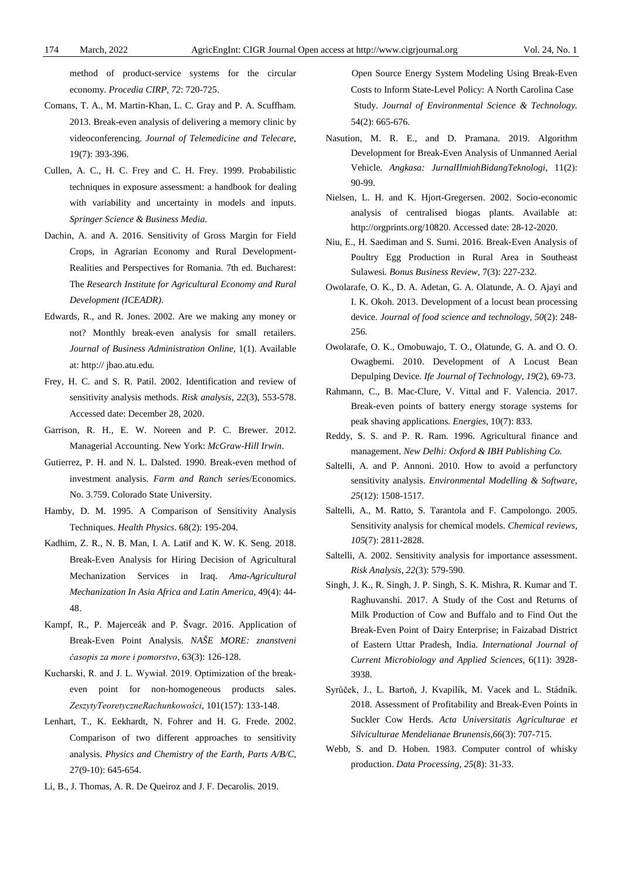method of product-service systems for the circular economy. *Procedia CIRP*, *72*: 720-725.

Comans, T. A., M. Martin-Khan, L. C. Gray and P. A. Scuffham. 2013. Break-even analysis of delivering a memory clinic by videoconferencing. *Journal of Telemedicine and Telecare*, 19(7): 393-396.

Cullen, A. C., H. C. Frey and C. H. Frey. 1999. Probabilistic techniques in exposure assessment: a handbook for dealing with variability and uncertainty in models and inputs. *Springer Science & Business Media.*

Dachin, A. and A. 2016. Sensitivity of Gross Margin for Field Crops, in Agrarian Economy and Rural Development-Realities and Perspectives for Romania. 7th ed. Bucharest: The *Research Institute for Agricultural Economy and Rural Development (ICEADR)*.

Edwards, R., and R. Jones. 2002. Are we making any money or not? Monthly break-even analysis for small retailers. *Journal of Business Administration Online*, 1(1). Available at: http:// jbao.atu.edu.

Frey, H. C. and S. R. Patil. 2002. Identification and review of sensitivity analysis methods. *Risk analysis*, *22*(3), 553-578. Accessed date: December 28, 2020.

Garrison, R. H., E. W. Noreen and P. C. Brewer. 2012. Managerial Accounting. New York: *McGraw-Hill Irwin*.

Gutierrez, P. H. and N. L. Dalsted. 1990. Break-even method of investment analysis. *Farm and Ranch series*/Economics. No. 3.759. Colorado State University.

Hamby, D. M. 1995. A Comparison of Sensitivity Analysis Techniques. *Health Physics*. 68(2): 195-204.

Kadhim, Z. R., N. B. Man, I. A. Latif and K. W. K. Seng. 2018. Break-Even Analysis for Hiring Decision of Agricultural Mechanization Services in Iraq. *Ama-Agricultural Mechanization In Asia Africa and Latin America*, 49(4): 44-48.

Kampf, R., P. Majerceák and P. Švagr. 2016. Application of Break-Even Point Analysis. *NAŠE MORE: znanstveni časopis za more i pomorstvo*, 63(3): 126-128.

Kucharski, R. and J. L. Wywiał. 2019. Optimization of the break-even point for non-homogeneous products sales. *ZeszytyTeoretyczneRachunkowości*, 101(157): 133-148.

Lenhart, T., K. Eekhardt, N. Fohrer and H. G. Frede. 2002. Comparison of two different approaches to sensitivity analysis. *Physics and Chemistry of the Earth, Parts A/B/C*, 27(9-10): 645-654.

Li, B., J. Thomas, A. R. De Queiroz and J. F. Decarolis. 2019. Open Source Energy System Modeling Using Break-Even Costs to Inform State-Level Policy: A North Carolina Case Study. *Journal of Environmental Science & Technology*. 54(2): 665-676.

Nasution, M. R. E., and D. Pramana. 2019. Algorithm Development for Break-Even Analysis of Unmanned Aerial Vehicle. *Angkasa: JurnalIlmiahBidangTeknologi*, 11(2): 90-99.

Nielsen, L. H. and K. Hjort-Gregersen. 2002. Socio-economic analysis of centralised biogas plants. Available at: http://orgprints.org/10820. Accessed date: 28-12-2020.

Niu, E., H. Saediman and S. Surni. 2016. Break-Even Analysis of Poultry Egg Production in Rural Area in Southeast Sulawesi. *Bonus Business Review*, 7(3): 227-232.

Owolarafe, O. K., D. A. Adetan, G. A. Olatunde, A. O. Ajayi and I. K. Okoh. 2013. Development of a locust bean processing device. *Journal of food science and technology*, *50*(2): 248-256.

Owolarafe, O. K., Omobuwajo, T. O., Olatunde, G. A. and O. O. Owagbemi. 2010. Development of A Locust Bean Depulping Device. *Ife Journal of Technology*, *19*(2), 69-73.

Rahmann, C., B. Mac-Clure, V. Vittal and F. Valencia. 2017. Break-even points of battery energy storage systems for peak shaving applications. *Energies*, 10(7): 833.

Reddy, S. S. and P. R. Ram. 1996. Agricultural finance and management. *New Delhi: Oxford & IBH Publishing Co.*

Saltelli, A. and P. Annoni. 2010. How to avoid a perfunctory sensitivity analysis. *Environmental Modelling & Software*, *25*(12): 1508-1517.

Saltelli, A., M. Ratto, S. Tarantola and F. Campolongo. 2005. Sensitivity analysis for chemical models. *Chemical reviews*, *105*(7): 2811-2828.

Saltelli, A. 2002. Sensitivity analysis for importance assessment. *Risk Analysis*, *22*(3): 579-590.

Singh, J. K., R. Singh, J. P. Singh, S. K. Mishra, R. Kumar and T. Raghuvanshi. 2017. A Study of the Cost and Returns of Milk Production of Cow and Buffalo and to Find Out the Break-Even Point of Dairy Enterprise; in Faizabad District of Eastern Uttar Pradesh, India. *International Journal of Current Microbiology and Applied Sciences*, 6(11): 3928-3938.

Syrůček, J., L. Bartoň, J. Kvapilík, M. Vacek and L. Stádník. 2018. Assessment of Profitability and Break-Even Points in Suckler Cow Herds. *Acta Universitatis Agriculturae et Silviculturae Mendelianae Brunensis*,*66*(3): 707-715.

Webb, S. and D. Hoben. 1983. Computer control of whisky production. *Data Processing*, *25*(8): 31-33.